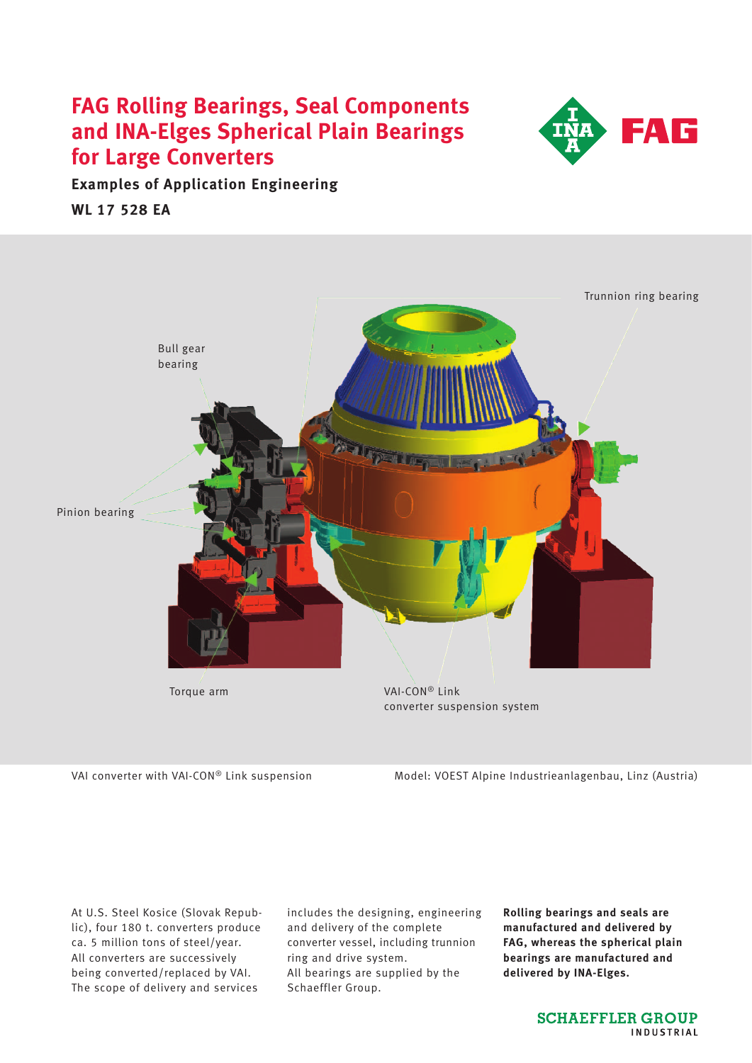# FAG Rolling Bearings, Seal Components and INA-Elges Spherical Plain Bearings for Large Converters

**Examples of Application Engineering**

**WL 17 528 EA**

Trunnion ring bearing

Bull gear bearing

Pinion bearing

Torque arm

VAI-CON® Link converter suspension system

VAI converter with VAI-CON® Link suspension

Model: VOEST Alpine Industrieanlagenbau, Linz (Austria)

At U.S. Steel Kosice (Slovak Republic), four 180 t. converters produce ca. 5 million tons of steel/year. All converters are successively being converted/replaced by VAI. The scope of delivery and services includes the designing, engineering and delivery of the complete converter vessel, including trunnion ring and drive system. All bearings are supplied by the Schaeffler Group.

**Rolling bearings and seals are manufactured and delivered by FAG, whereas the spherical plain bearings are manufactured and delivered by INA-Elges.**

SCHAEFFLER GROUP INDUSTRIAL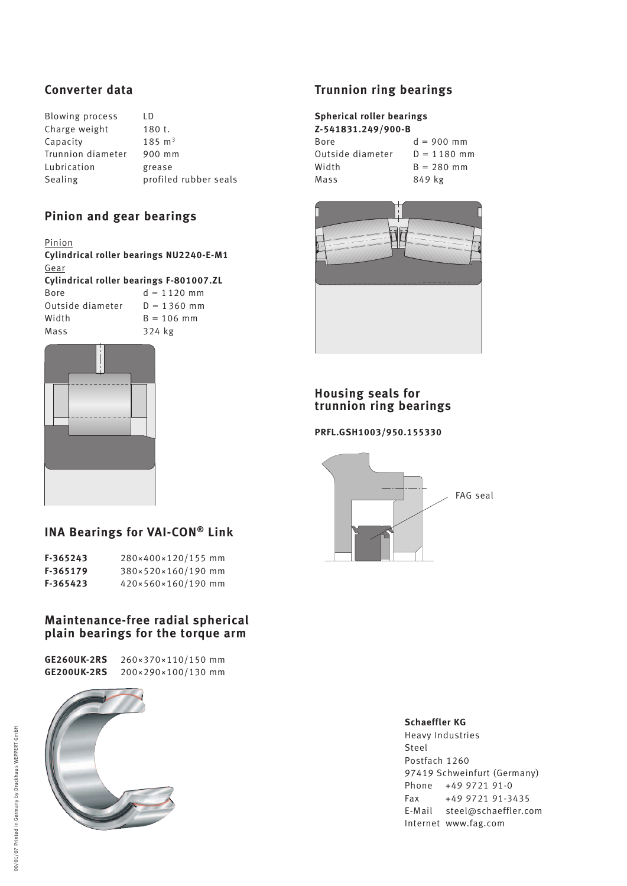## Converter data

| | |
|---|---|
| Blowing process | LD |
| Charge weight | 180 t. |
| Capacity | 185 m³ |
| Trunnion diameter | 900 mm |
| Lubrication | grease |
| Sealing | profiled rubber seals |

## Pinion and gear bearings

Pinion

**Cylindrical roller bearings NU2240-E-M1**

Gear

**Cylindrical roller bearings F-801007.ZL**

| | |
|---|---|
| Bore | d = 1120 mm |
| Outside diameter | D = 1360 mm |
| Width | B = 106 mm |
| Mass | 324 kg |

## INA Bearings for VAI-CON® Link

| | |
|---|---|
| **F-365243** | 280×400×120/155 mm |
| **F-365179** | 380×520×160/190 mm |
| **F-365423** | 420×560×160/190 mm |

## Maintenance-free radial spherical plain bearings for the torque arm

| | |
|---|---|
| **GE260UK-2RS** | 260×370×110/150 mm |
| **GE200UK-2RS** | 200×290×100/130 mm |

## Trunnion ring bearings

**Spherical roller bearings**
**Z-541831.249/900-B**

| | |
|---|---|
| Bore | d = 900 mm |
| Outside diameter | D = 1180 mm |
| Width | B = 280 mm |
| Mass | 849 kg |

## Housing seals for trunnion ring bearings

**PRFL.GSH1003/950.155330**

FAG seal

**Schaeffler KG**
Heavy Industries
Steel
Postfach 1260
97419 Schweinfurt (Germany)
Phone +49 9721 91-0
Fax +49 9721 91-3435
E-Mail steel@schaeffler.com
Internet www.fag.com

00/01/07 Printed in Germany by Druckhaus WEPPERT GmbH